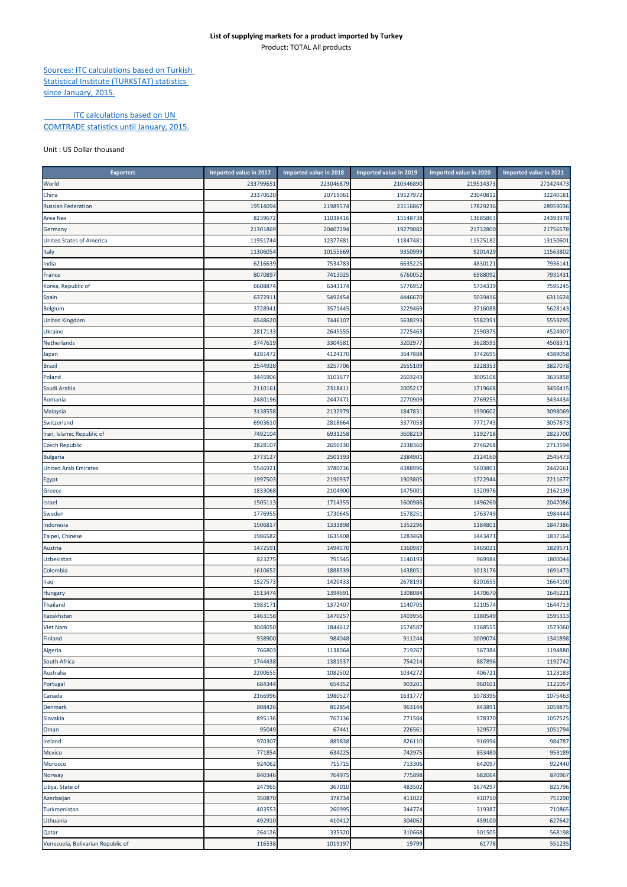**List of supplying markets for a product imported by Turkey**

Product: TOTAL All products

Sources: ITC calculations based on Turkish Statistical Institute (TURKSTAT) statistics since January, 2015.

ITC calculations based on UN COMTRADE statistics until January, 2015.

Unit : US Dollar thousand

| Exporters | Imported value in 2017 | Imported value in 2018 | Imported value in 2019 | Imported value in 2020 | Imported value in 2021 |
|---|---|---|---|---|---|
| World | 233799651 | 223046879 | 210346890 | 219514373 | 271424473 |
| China | 23370620 | 20719061 | 19127972 | 23040812 | 32240181 |
| Russian Federation | 19514094 | 21989574 | 23116867 | 17829236 | 28959036 |
| Area Nes | 8239672 | 11038416 | 15148738 | 13685863 | 24393978 |
| Germany | 21301869 | 20407294 | 19279082 | 21732800 | 21756578 |
| United States of America | 11951744 | 12377681 | 11847481 | 11525182 | 13150601 |
| Italy | 11306054 | 10155669 | 9350999 | 9201429 | 11563802 |
| India | 6216639 | 7534783 | 6635225 | 4830121 | 7936141 |
| France | 8070897 | 7413025 | 6760052 | 6988092 | 7931431 |
| Korea, Republic of | 6608874 | 6343174 | 5776952 | 5734339 | 7595245 |
| Spain | 6372911 | 5492454 | 4446670 | 5039416 | 6311624 |
| Belgium | 3728941 | 3571445 | 3229469 | 3716088 | 5628143 |
| United Kingdom | 6548620 | 7446107 | 5638293 | 5582391 | 5559295 |
| Ukraine | 2817133 | 2645555 | 2725463 | 2590375 | 4524907 |
| Netherlands | 3747619 | 3304581 | 3202977 | 3628593 | 4508371 |
| Japan | 4281472 | 4124170 | 3647888 | 3742695 | 4389058 |
| Brazil | 2544928 | 3257706 | 2655109 | 3228353 | 3827078 |
| Poland | 3445906 | 3101677 | 2603243 | 3005108 | 3635858 |
| Saudi Arabia | 2110161 | 2318411 | 2005217 | 1719668 | 3456415 |
| Romania | 2480196 | 2447471 | 2770909 | 2769255 | 3434434 |
| Malaysia | 3138558 | 2132979 | 1847831 | 1990602 | 3098069 |
| Switzerland | 6903610 | 2818664 | 3377053 | 7771743 | 3057873 |
| Iran, Islamic Republic of | 7492104 | 6931258 | 3608219 | 1192718 | 2823700 |
| Czech Republic | 2828107 | 2650330 | 2338360 | 2746268 | 2713594 |
| Bulgaria | 2773127 | 2501393 | 2384901 | 2124160 | 2545473 |
| United Arab Emirates | 5546921 | 3780736 | 4388996 | 5603801 | 2442661 |
| Egypt | 1997503 | 2190937 | 1903805 | 1722944 | 2211677 |
| Greece | 1833068 | 2104900 | 1475001 | 1320976 | 2162139 |
| Israel | 1505113 | 1714355 | 1600986 | 1496260 | 2047086 |
| Sweden | 1776955 | 1730645 | 1578251 | 1763749 | 1984444 |
| Indonesia | 1506817 | 1333898 | 1352296 | 1184801 | 1847386 |
| Taipei, Chinese | 1986582 | 1635408 | 1283468 | 1443471 | 1837164 |
| Austria | 1472591 | 1494570 | 1360987 | 1465021 | 1829571 |
| Uzbekistan | 823275 | 795545 | 1140193 | 969984 | 1800044 |
| Colombia | 1610652 | 1888539 | 1438051 | 1013176 | 1691473 |
| Iraq | 1527573 | 1420433 | 2678193 | 8201655 | 1664100 |
| Hungary | 1513474 | 1394691 | 1308084 | 1470670 | 1645221 |
| Thailand | 1983171 | 1372407 | 1140705 | 1210574 | 1644713 |
| Kazakhstan | 1463158 | 1470257 | 1403956 | 1180549 | 1595313 |
| Viet Nam | 3048050 | 1844612 | 1574587 | 1368555 | 1573060 |
| Finland | 938900 | 984048 | 911244 | 1009074 | 1341898 |
| Algeria | 766803 | 1138064 | 719267 | 567384 | 1194880 |
| South Africa | 1744438 | 1381537 | 754214 | 887896 | 1192742 |
| Australia | 2200655 | 1082502 | 1034272 | 406721 | 1123183 |
| Portugal | 684344 | 654352 | 903201 | 960101 | 1121057 |
| Canada | 2166996 | 1980527 | 1631777 | 1078396 | 1075463 |
| Denmark | 808426 | 812854 | 963144 | 843891 | 1059875 |
| Slovakia | 895136 | 767136 | 771584 | 978370 | 1057525 |
| Oman | 95049 | 67441 | 226561 | 329577 | 1051794 |
| Ireland | 970307 | 889838 | 826110 | 916994 | 984787 |
| Mexico | 771854 | 634225 | 742975 | 833480 | 953189 |
| Morocco | 924062 | 715715 | 713306 | 642097 | 922440 |
| Norway | 840346 | 764975 | 775898 | 682064 | 870967 |
| Libya, State of | 247965 | 367010 | 483502 | 1674297 | 821796 |
| Azerbaijan | 350870 | 378734 | 411022 | 410710 | 751290 |
| Turkmenistan | 403553 | 260995 | 344774 | 319387 | 710865 |
| Lithuania | 492910 | 410412 | 304062 | 459100 | 627642 |
| Qatar | 264126 | 335320 | 310668 | 301505 | 568198 |
| Venezuela, Bolivarian Republic of | 116538 | 1019197 | 19799 | 61778 | 551235 |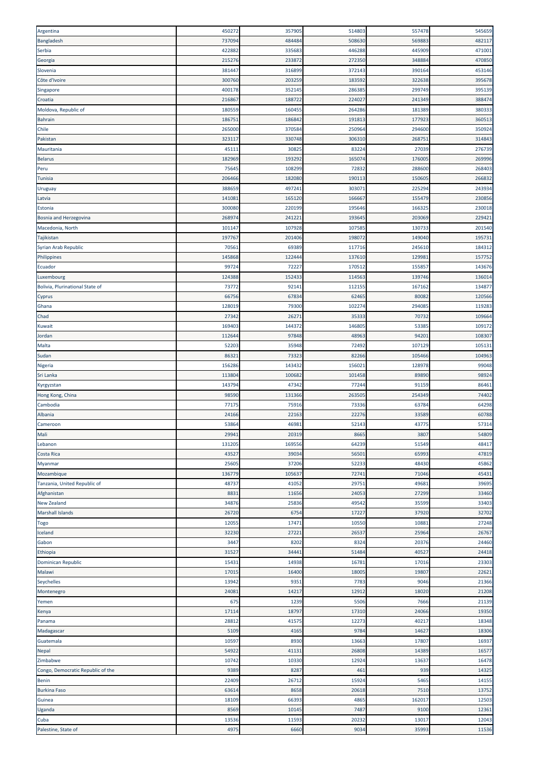| | | | | | |
|---|---|---|---|---|---|
| Argentina | 450272 | 357905 | 514803 | 557478 | 545659 |
| Bangladesh | 737094 | 484484 | 508630 | 569883 | 482117 |
| Serbia | 422882 | 335683 | 446288 | 445909 | 471001 |
| Georgia | 215276 | 233872 | 272350 | 348884 | 470850 |
| Slovenia | 381447 | 316899 | 372143 | 390164 | 453146 |
| Côte d'Ivoire | 300760 | 203259 | 183592 | 322638 | 395678 |
| Singapore | 400178 | 352145 | 286385 | 299749 | 395139 |
| Croatia | 216867 | 188722 | 224027 | 241349 | 388474 |
| Moldova, Republic of | 180559 | 160455 | 264286 | 181389 | 380333 |
| Bahrain | 186751 | 186842 | 191813 | 177923 | 360513 |
| Chile | 265000 | 370584 | 250964 | 294600 | 350924 |
| Pakistan | 323117 | 330748 | 306310 | 268751 | 314843 |
| Mauritania | 45111 | 30825 | 83224 | 27039 | 276739 |
| Belarus | 182969 | 193292 | 165074 | 176005 | 269996 |
| Peru | 75645 | 108299 | 72832 | 288600 | 268403 |
| Tunisia | 206466 | 182080 | 190113 | 150605 | 266832 |
| Uruguay | 388659 | 497241 | 303071 | 225294 | 243934 |
| Latvia | 141081 | 165120 | 166667 | 155479 | 230856 |
| Estonia | 300080 | 220199 | 195646 | 166325 | 230018 |
| Bosnia and Herzegovina | 268974 | 241221 | 193645 | 203069 | 229421 |
| Macedonia, North | 101147 | 107928 | 107585 | 130733 | 201540 |
| Tajikistan | 197767 | 201406 | 198072 | 149040 | 195731 |
| Syrian Arab Republic | 70561 | 69389 | 117716 | 245610 | 184312 |
| Philippines | 145868 | 122444 | 137610 | 129981 | 157752 |
| Ecuador | 99724 | 72227 | 170512 | 155857 | 143676 |
| Luxembourg | 124388 | 152433 | 114563 | 139746 | 136014 |
| Bolivia, Plurinational State of | 73772 | 92141 | 112155 | 167162 | 134877 |
| Cyprus | 66756 | 67834 | 62465 | 80082 | 120566 |
| Ghana | 128019 | 79300 | 102274 | 294085 | 119283 |
| Chad | 27342 | 26271 | 35333 | 70732 | 109664 |
| Kuwait | 169403 | 144372 | 146805 | 53385 | 109172 |
| Jordan | 112644 | 97848 | 48963 | 94201 | 108307 |
| Malta | 52203 | 35948 | 72492 | 107129 | 105131 |
| Sudan | 86321 | 73323 | 82266 | 105466 | 104963 |
| Nigeria | 156286 | 143432 | 156021 | 128978 | 99048 |
| Sri Lanka | 113804 | 100682 | 101458 | 89890 | 98924 |
| Kyrgyzstan | 143794 | 47342 | 77244 | 91159 | 86461 |
| Hong Kong, China | 98590 | 131366 | 263505 | 254349 | 74402 |
| Cambodia | 77175 | 75916 | 73336 | 63784 | 64298 |
| Albania | 24166 | 22163 | 22276 | 33589 | 60788 |
| Cameroon | 53864 | 46981 | 52143 | 43775 | 57314 |
| Mali | 29941 | 20319 | 8665 | 3807 | 54809 |
| Lebanon | 131205 | 169556 | 64239 | 51549 | 48417 |
| Costa Rica | 43527 | 39034 | 56501 | 65993 | 47819 |
| Myanmar | 25605 | 37206 | 52233 | 48430 | 45862 |
| Mozambique | 136779 | 105637 | 72741 | 71046 | 45431 |
| Tanzania, United Republic of | 48737 | 41052 | 29751 | 49681 | 39695 |
| Afghanistan | 8831 | 11656 | 24053 | 27299 | 33460 |
| New Zealand | 34876 | 25836 | 49542 | 35599 | 33403 |
| Marshall Islands | 26720 | 6754 | 17227 | 37920 | 32702 |
| Togo | 12055 | 17471 | 10550 | 10881 | 27248 |
| Iceland | 32230 | 27221 | 26537 | 25964 | 26767 |
| Gabon | 3447 | 8202 | 8324 | 20376 | 24460 |
| Ethiopia | 31527 | 34441 | 51484 | 40527 | 24418 |
| Dominican Republic | 15431 | 14938 | 16781 | 17016 | 23303 |
| Malawi | 17015 | 16400 | 18005 | 19807 | 22621 |
| Seychelles | 13942 | 9351 | 7783 | 9046 | 21366 |
| Montenegro | 24081 | 14217 | 12912 | 18020 | 21208 |
| Yemen | 675 | 1239 | 5506 | 7666 | 21139 |
| Kenya | 17114 | 18797 | 17310 | 24066 | 19350 |
| Panama | 28812 | 41575 | 12273 | 40217 | 18348 |
| Madagascar | 5109 | 4165 | 9784 | 14627 | 18306 |
| Guatemala | 10597 | 8930 | 13663 | 17807 | 16937 |
| Nepal | 54922 | 41131 | 26808 | 14389 | 16577 |
| Zimbabwe | 10742 | 10330 | 12924 | 13637 | 16478 |
| Congo, Democratic Republic of the | 9389 | 8287 | 461 | 939 | 14325 |
| Benin | 22409 | 26712 | 15924 | 5465 | 14155 |
| Burkina Faso | 63614 | 8658 | 20618 | 7510 | 13752 |
| Guinea | 18109 | 66393 | 4865 | 162017 | 12503 |
| Uganda | 8569 | 10145 | 7487 | 9100 | 12361 |
| Cuba | 13536 | 11593 | 20232 | 13017 | 12043 |
| Palestine, State of | 4975 | 6660 | 9034 | 35993 | 11536 |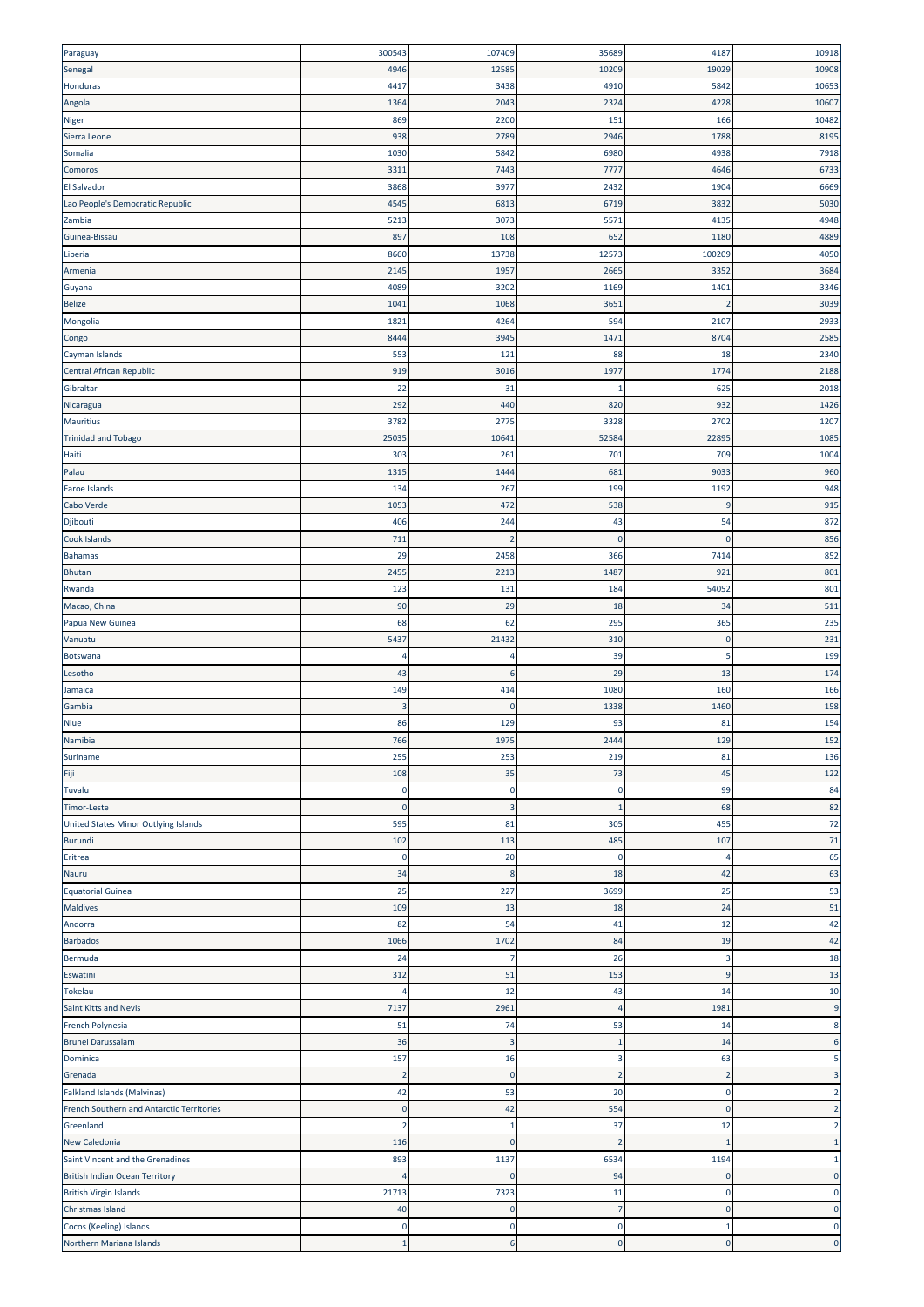| | | | | | |
|---|---|---|---|---|---|
| Paraguay | 300543 | 107409 | 35689 | 4187 | 10918 |
| Senegal | 4946 | 12585 | 10209 | 19029 | 10908 |
| Honduras | 4417 | 3438 | 4910 | 5842 | 10653 |
| Angola | 1364 | 2043 | 2324 | 4228 | 10607 |
| Niger | 869 | 2200 | 151 | 166 | 10482 |
| Sierra Leone | 938 | 2789 | 2946 | 1788 | 8195 |
| Somalia | 1030 | 5842 | 6980 | 4938 | 7918 |
| Comoros | 3311 | 7443 | 7777 | 4646 | 6733 |
| El Salvador | 3868 | 3977 | 2432 | 1904 | 6669 |
| Lao People's Democratic Republic | 4545 | 6813 | 6719 | 3832 | 5030 |
| Zambia | 5213 | 3073 | 5571 | 4135 | 4948 |
| Guinea-Bissau | 897 | 108 | 652 | 1180 | 4889 |
| Liberia | 8660 | 13738 | 12573 | 100209 | 4050 |
| Armenia | 2145 | 1957 | 2665 | 3352 | 3684 |
| Guyana | 4089 | 3202 | 1169 | 1401 | 3346 |
| Belize | 1041 | 1068 | 3651 | 2 | 3039 |
| Mongolia | 1821 | 4264 | 594 | 2107 | 2933 |
| Congo | 8444 | 3945 | 1471 | 8704 | 2585 |
| Cayman Islands | 553 | 121 | 88 | 18 | 2340 |
| Central African Republic | 919 | 3016 | 1977 | 1774 | 2188 |
| Gibraltar | 22 | 31 | 1 | 625 | 2018 |
| Nicaragua | 292 | 440 | 820 | 932 | 1426 |
| Mauritius | 3782 | 2775 | 3328 | 2702 | 1207 |
| Trinidad and Tobago | 25035 | 10641 | 52584 | 22895 | 1085 |
| Haiti | 303 | 261 | 701 | 709 | 1004 |
| Palau | 1315 | 1444 | 681 | 9033 | 960 |
| Faroe Islands | 134 | 267 | 199 | 1192 | 948 |
| Cabo Verde | 1053 | 472 | 538 | 9 | 915 |
| Djibouti | 406 | 244 | 43 | 54 | 872 |
| Cook Islands | 711 | 2 | 0 | 0 | 856 |
| Bahamas | 29 | 2458 | 366 | 7414 | 852 |
| Bhutan | 2455 | 2213 | 1487 | 921 | 801 |
| Rwanda | 123 | 131 | 184 | 54052 | 801 |
| Macao, China | 90 | 29 | 18 | 34 | 511 |
| Papua New Guinea | 68 | 62 | 295 | 365 | 235 |
| Vanuatu | 5437 | 21432 | 310 | 0 | 231 |
| Botswana | 4 | 4 | 39 | 5 | 199 |
| Lesotho | 43 | 6 | 29 | 13 | 174 |
| Jamaica | 149 | 414 | 1080 | 160 | 166 |
| Gambia | 3 | 0 | 1338 | 1460 | 158 |
| Niue | 86 | 129 | 93 | 81 | 154 |
| Namibia | 766 | 1975 | 2444 | 129 | 152 |
| Suriname | 255 | 253 | 219 | 81 | 136 |
| Fiji | 108 | 35 | 73 | 45 | 122 |
| Tuvalu | 0 | 0 | 0 | 99 | 84 |
| Timor-Leste | 0 | 3 | 1 | 68 | 82 |
| United States Minor Outlying Islands | 595 | 81 | 305 | 455 | 72 |
| Burundi | 102 | 113 | 485 | 107 | 71 |
| Eritrea | 0 | 20 | 0 | 4 | 65 |
| Nauru | 34 | 8 | 18 | 42 | 63 |
| Equatorial Guinea | 25 | 227 | 3699 | 25 | 53 |
| Maldives | 109 | 13 | 18 | 24 | 51 |
| Andorra | 82 | 54 | 41 | 12 | 42 |
| Barbados | 1066 | 1702 | 84 | 19 | 42 |
| Bermuda | 24 | 7 | 26 | 3 | 18 |
| Eswatini | 312 | 51 | 153 | 9 | 13 |
| Tokelau | 4 | 12 | 43 | 14 | 10 |
| Saint Kitts and Nevis | 7137 | 2961 | 4 | 1981 | 9 |
| French Polynesia | 51 | 74 | 53 | 14 | 8 |
| Brunei Darussalam | 36 | 3 | 1 | 14 | 6 |
| Dominica | 157 | 16 | 3 | 63 | 5 |
| Grenada | 2 | 0 | 2 | 2 | 3 |
| Falkland Islands (Malvinas) | 42 | 53 | 20 | 0 | 2 |
| French Southern and Antarctic Territories | 0 | 42 | 554 | 0 | 2 |
| Greenland | 2 | 1 | 37 | 12 | 2 |
| New Caledonia | 116 | 0 | 2 | 1 | 1 |
| Saint Vincent and the Grenadines | 893 | 1137 | 6534 | 1194 | 1 |
| British Indian Ocean Territory | 4 | 0 | 94 | 0 | 0 |
| British Virgin Islands | 21713 | 7323 | 11 | 0 | 0 |
| Christmas Island | 40 | 0 | 7 | 0 | 0 |
| Cocos (Keeling) Islands | 0 | 0 | 0 | 1 | 0 |
| Northern Mariana Islands | 1 | 6 | 0 | 0 | 0 |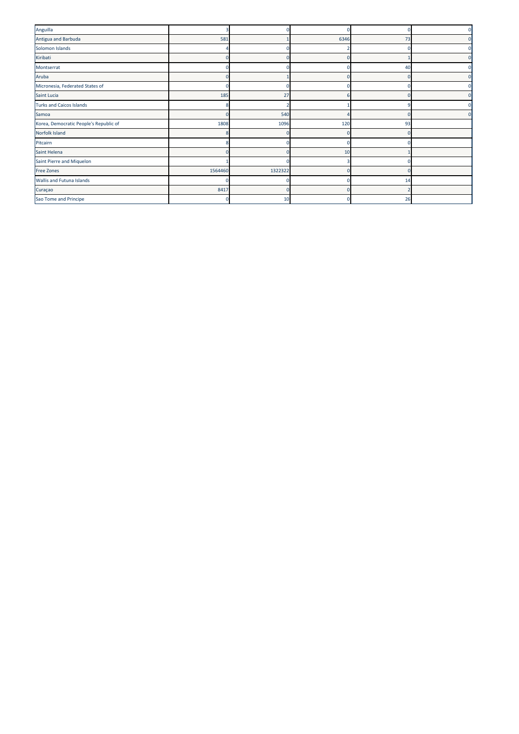| | | | | | |
|---|---|---|---|---|---|
| Anguilla | 3 | 0 | 0 | 0 | 0 |
| Antigua and Barbuda | 581 | 1 | 6346 | 73 | 0 |
| Solomon Islands | 4 | 0 | 2 | 0 | 0 |
| Kiribati | 0 | 0 | 0 | 1 | 0 |
| Montserrat | 0 | 0 | 0 | 40 | 0 |
| Aruba | 0 | 1 | 0 | 0 | 0 |
| Micronesia, Federated States of | 0 | 0 | 0 | 0 | 0 |
| Saint Lucia | 185 | 27 | 6 | 0 | 0 |
| Turks and Caicos Islands | 8 | 2 | 1 | 9 | 0 |
| Samoa | 0 | 540 | 4 | 0 | 0 |
| Korea, Democratic People's Republic of | 1808 | 1096 | 120 | 93 | |
| Norfolk Island | 8 | 0 | 0 | 0 | |
| Pitcairn | 8 | 0 | 0 | 0 | |
| Saint Helena | 0 | 0 | 10 | 1 | |
| Saint Pierre and Miquelon | 1 | 0 | 3 | 0 | |
| Free Zones | 1564460 | 1322322 | 0 | 0 | |
| Wallis and Futuna Islands | 0 | 0 | 0 | 14 | |
| Curaçao | 8417 | 0 | 0 | 2 | |
| Sao Tome and Principe | 0 | 10 | 0 | 26 | |